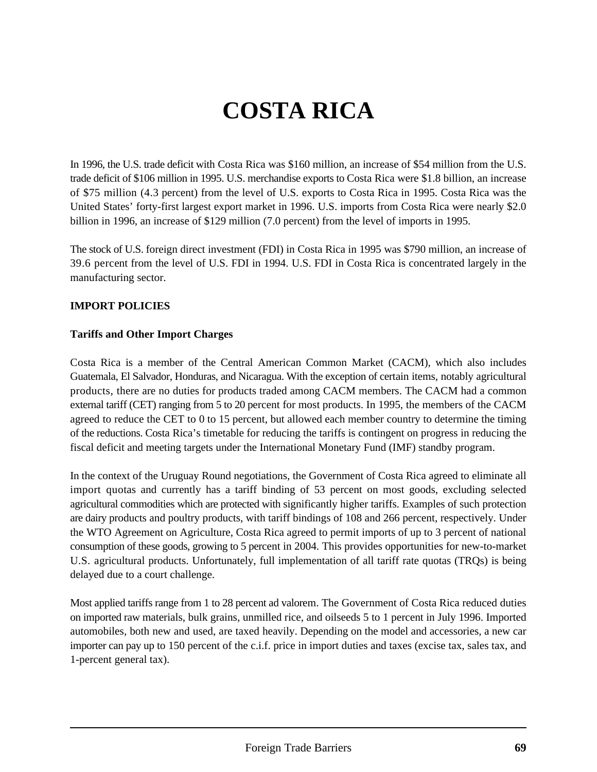# COSTA RICA

In 1996, the U.S. trade deficit with Costa Rica was $160 million, an increase of $54 million from the U.S. trade deficit of $106 million in 1995. U.S. merchandise exports to Costa Rica were $1.8 billion, an increase of $75 million (4.3 percent) from the level of U.S. exports to Costa Rica in 1995. Costa Rica was the United States' forty-first largest export market in 1996. U.S. imports from Costa Rica were nearly $2.0 billion in 1996, an increase of $129 million (7.0 percent) from the level of imports in 1995.

The stock of U.S. foreign direct investment (FDI) in Costa Rica in 1995 was $790 million, an increase of 39.6 percent from the level of U.S. FDI in 1994. U.S. FDI in Costa Rica is concentrated largely in the manufacturing sector.

## IMPORT POLICIES

### Tariffs and Other Import Charges

Costa Rica is a member of the Central American Common Market (CACM), which also includes Guatemala, El Salvador, Honduras, and Nicaragua. With the exception of certain items, notably agricultural products, there are no duties for products traded among CACM members. The CACM had a common external tariff (CET) ranging from 5 to 20 percent for most products. In 1995, the members of the CACM agreed to reduce the CET to 0 to 15 percent, but allowed each member country to determine the timing of the reductions. Costa Rica's timetable for reducing the tariffs is contingent on progress in reducing the fiscal deficit and meeting targets under the International Monetary Fund (IMF) standby program.

In the context of the Uruguay Round negotiations, the Government of Costa Rica agreed to eliminate all import quotas and currently has a tariff binding of 53 percent on most goods, excluding selected agricultural commodities which are protected with significantly higher tariffs. Examples of such protection are dairy products and poultry products, with tariff bindings of 108 and 266 percent, respectively. Under the WTO Agreement on Agriculture, Costa Rica agreed to permit imports of up to 3 percent of national consumption of these goods, growing to 5 percent in 2004. This provides opportunities for new-to-market U.S. agricultural products. Unfortunately, full implementation of all tariff rate quotas (TRQs) is being delayed due to a court challenge.

Most applied tariffs range from 1 to 28 percent ad valorem. The Government of Costa Rica reduced duties on imported raw materials, bulk grains, unmilled rice, and oilseeds 5 to 1 percent in July 1996. Imported automobiles, both new and used, are taxed heavily. Depending on the model and accessories, a new car importer can pay up to 150 percent of the c.i.f. price in import duties and taxes (excise tax, sales tax, and 1-percent general tax).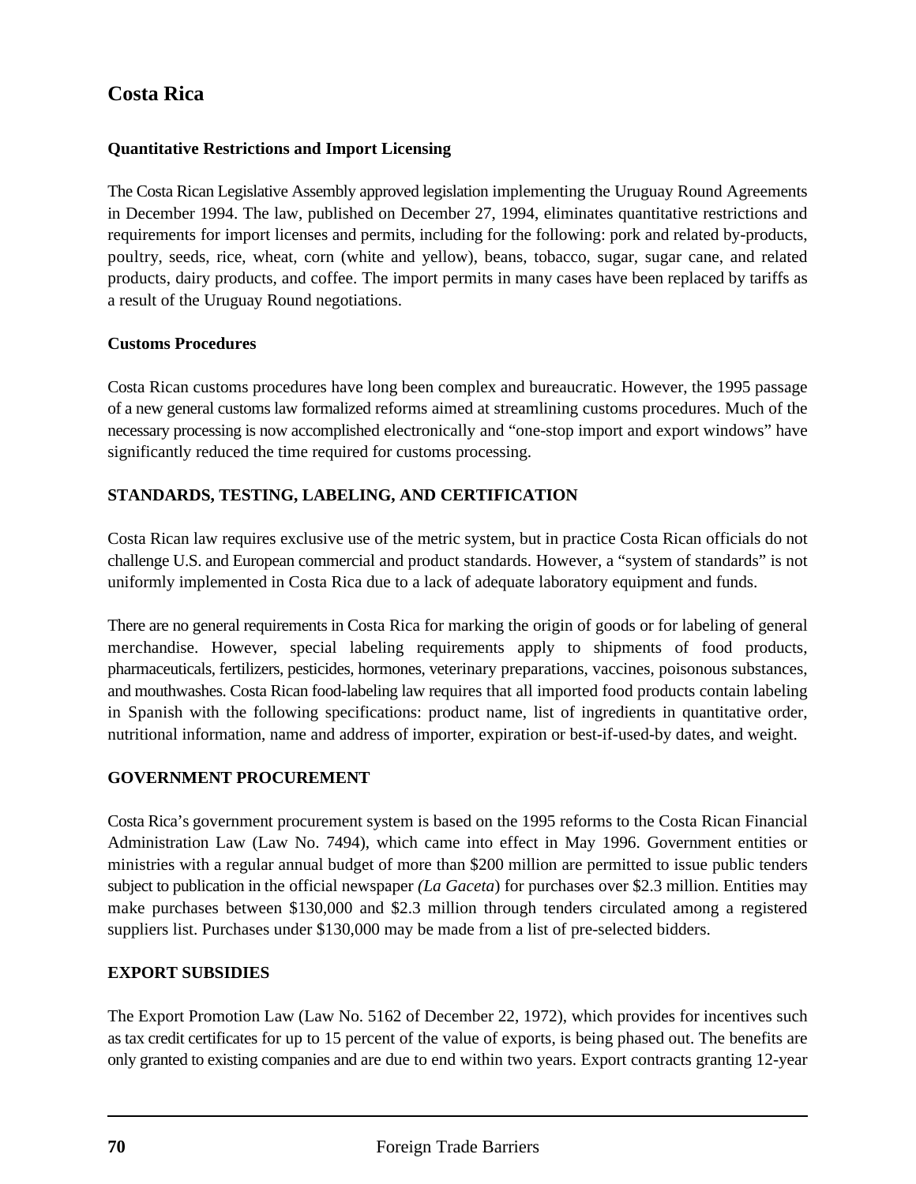## Costa Rica

### Quantitative Restrictions and Import Licensing

The Costa Rican Legislative Assembly approved legislation implementing the Uruguay Round Agreements in December 1994. The law, published on December 27, 1994, eliminates quantitative restrictions and requirements for import licenses and permits, including for the following: pork and related by-products, poultry, seeds, rice, wheat, corn (white and yellow), beans, tobacco, sugar, sugar cane, and related products, dairy products, and coffee. The import permits in many cases have been replaced by tariffs as a result of the Uruguay Round negotiations.

### Customs Procedures

Costa Rican customs procedures have long been complex and bureaucratic. However, the 1995 passage of a new general customs law formalized reforms aimed at streamlining customs procedures. Much of the necessary processing is now accomplished electronically and "one-stop import and export windows" have significantly reduced the time required for customs processing.

### STANDARDS, TESTING, LABELING, AND CERTIFICATION

Costa Rican law requires exclusive use of the metric system, but in practice Costa Rican officials do not challenge U.S. and European commercial and product standards. However, a "system of standards" is not uniformly implemented in Costa Rica due to a lack of adequate laboratory equipment and funds.

There are no general requirements in Costa Rica for marking the origin of goods or for labeling of general merchandise. However, special labeling requirements apply to shipments of food products, pharmaceuticals, fertilizers, pesticides, hormones, veterinary preparations, vaccines, poisonous substances, and mouthwashes. Costa Rican food-labeling law requires that all imported food products contain labeling in Spanish with the following specifications: product name, list of ingredients in quantitative order, nutritional information, name and address of importer, expiration or best-if-used-by dates, and weight.

### GOVERNMENT PROCUREMENT

Costa Rica's government procurement system is based on the 1995 reforms to the Costa Rican Financial Administration Law (Law No. 7494), which came into effect in May 1996. Government entities or ministries with a regular annual budget of more than $200 million are permitted to issue public tenders subject to publication in the official newspaper *(La Gaceta)* for purchases over $2.3 million. Entities may make purchases between $130,000 and $2.3 million through tenders circulated among a registered suppliers list. Purchases under $130,000 may be made from a list of pre-selected bidders.

### EXPORT SUBSIDIES

The Export Promotion Law (Law No. 5162 of December 22, 1972), which provides for incentives such as tax credit certificates for up to 15 percent of the value of exports, is being phased out. The benefits are only granted to existing companies and are due to end within two years. Export contracts granting 12-year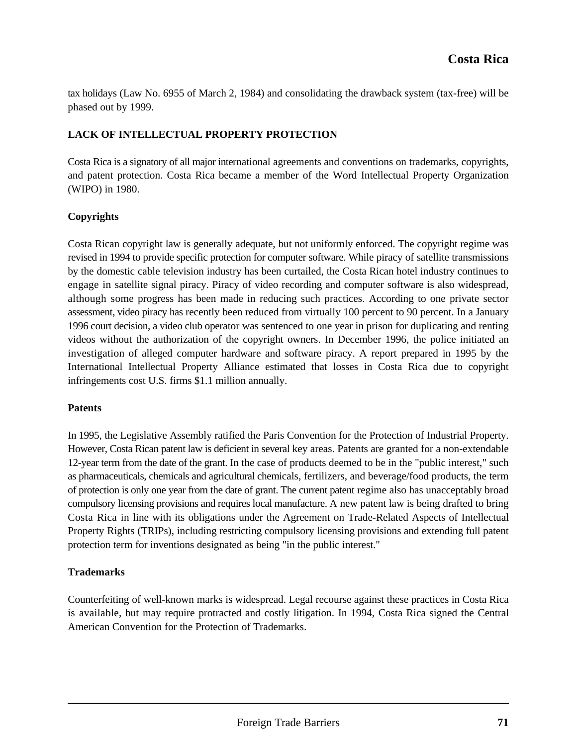tax holidays (Law No. 6955 of March 2, 1984) and consolidating the drawback system (tax-free) will be phased out by 1999.

## LACK OF INTELLECTUAL PROPERTY PROTECTION

Costa Rica is a signatory of all major international agreements and conventions on trademarks, copyrights, and patent protection. Costa Rica became a member of the Word Intellectual Property Organization (WIPO) in 1980.

### Copyrights

Costa Rican copyright law is generally adequate, but not uniformly enforced. The copyright regime was revised in 1994 to provide specific protection for computer software. While piracy of satellite transmissions by the domestic cable television industry has been curtailed, the Costa Rican hotel industry continues to engage in satellite signal piracy. Piracy of video recording and computer software is also widespread, although some progress has been made in reducing such practices. According to one private sector assessment, video piracy has recently been reduced from virtually 100 percent to 90 percent. In a January 1996 court decision, a video club operator was sentenced to one year in prison for duplicating and renting videos without the authorization of the copyright owners. In December 1996, the police initiated an investigation of alleged computer hardware and software piracy. A report prepared in 1995 by the International Intellectual Property Alliance estimated that losses in Costa Rica due to copyright infringements cost U.S. firms $1.1 million annually.

### Patents

In 1995, the Legislative Assembly ratified the Paris Convention for the Protection of Industrial Property. However, Costa Rican patent law is deficient in several key areas. Patents are granted for a non-extendable 12-year term from the date of the grant. In the case of products deemed to be in the "public interest," such as pharmaceuticals, chemicals and agricultural chemicals, fertilizers, and beverage/food products, the term of protection is only one year from the date of grant. The current patent regime also has unacceptably broad compulsory licensing provisions and requires local manufacture. A new patent law is being drafted to bring Costa Rica in line with its obligations under the Agreement on Trade-Related Aspects of Intellectual Property Rights (TRIPs), including restricting compulsory licensing provisions and extending full patent protection term for inventions designated as being "in the public interest."

### Trademarks

Counterfeiting of well-known marks is widespread. Legal recourse against these practices in Costa Rica is available, but may require protracted and costly litigation. In 1994, Costa Rica signed the Central American Convention for the Protection of Trademarks.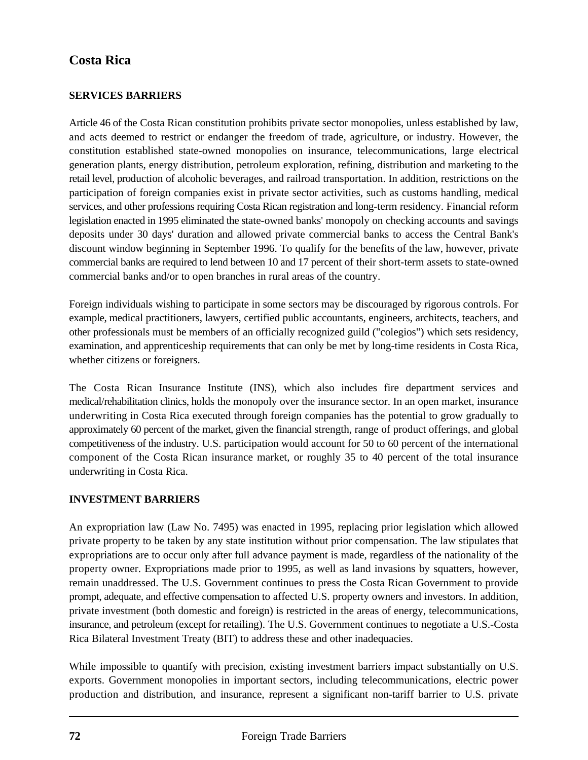## Costa Rica

### SERVICES BARRIERS

Article 46 of the Costa Rican constitution prohibits private sector monopolies, unless established by law, and acts deemed to restrict or endanger the freedom of trade, agriculture, or industry. However, the constitution established state-owned monopolies on insurance, telecommunications, large electrical generation plants, energy distribution, petroleum exploration, refining, distribution and marketing to the retail level, production of alcoholic beverages, and railroad transportation. In addition, restrictions on the participation of foreign companies exist in private sector activities, such as customs handling, medical services, and other professions requiring Costa Rican registration and long-term residency. Financial reform legislation enacted in 1995 eliminated the state-owned banks' monopoly on checking accounts and savings deposits under 30 days' duration and allowed private commercial banks to access the Central Bank's discount window beginning in September 1996. To qualify for the benefits of the law, however, private commercial banks are required to lend between 10 and 17 percent of their short-term assets to state-owned commercial banks and/or to open branches in rural areas of the country.

Foreign individuals wishing to participate in some sectors may be discouraged by rigorous controls. For example, medical practitioners, lawyers, certified public accountants, engineers, architects, teachers, and other professionals must be members of an officially recognized guild ("colegios") which sets residency, examination, and apprenticeship requirements that can only be met by long-time residents in Costa Rica, whether citizens or foreigners.

The Costa Rican Insurance Institute (INS), which also includes fire department services and medical/rehabilitation clinics, holds the monopoly over the insurance sector. In an open market, insurance underwriting in Costa Rica executed through foreign companies has the potential to grow gradually to approximately 60 percent of the market, given the financial strength, range of product offerings, and global competitiveness of the industry. U.S. participation would account for 50 to 60 percent of the international component of the Costa Rican insurance market, or roughly 35 to 40 percent of the total insurance underwriting in Costa Rica.

### INVESTMENT BARRIERS

An expropriation law (Law No. 7495) was enacted in 1995, replacing prior legislation which allowed private property to be taken by any state institution without prior compensation. The law stipulates that expropriations are to occur only after full advance payment is made, regardless of the nationality of the property owner. Expropriations made prior to 1995, as well as land invasions by squatters, however, remain unaddressed. The U.S. Government continues to press the Costa Rican Government to provide prompt, adequate, and effective compensation to affected U.S. property owners and investors. In addition, private investment (both domestic and foreign) is restricted in the areas of energy, telecommunications, insurance, and petroleum (except for retailing). The U.S. Government continues to negotiate a U.S.-Costa Rica Bilateral Investment Treaty (BIT) to address these and other inadequacies.

While impossible to quantify with precision, existing investment barriers impact substantially on U.S. exports. Government monopolies in important sectors, including telecommunications, electric power production and distribution, and insurance, represent a significant non-tariff barrier to U.S. private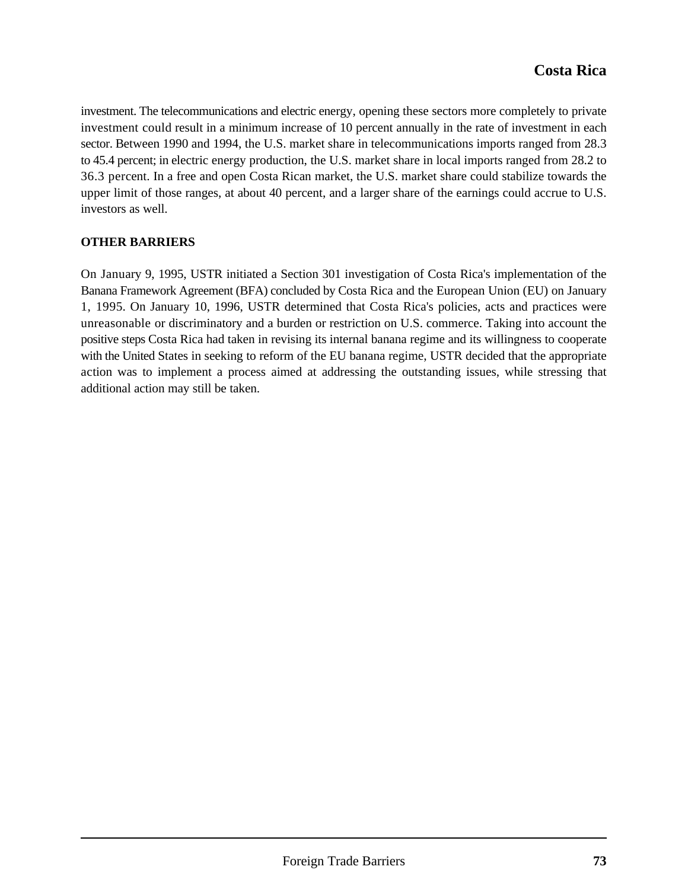investment. The telecommunications and electric energy, opening these sectors more completely to private investment could result in a minimum increase of 10 percent annually in the rate of investment in each sector. Between 1990 and 1994, the U.S. market share in telecommunications imports ranged from 28.3 to 45.4 percent; in electric energy production, the U.S. market share in local imports ranged from 28.2 to 36.3 percent. In a free and open Costa Rican market, the U.S. market share could stabilize towards the upper limit of those ranges, at about 40 percent, and a larger share of the earnings could accrue to U.S. investors as well.

**OTHER BARRIERS**

On January 9, 1995, USTR initiated a Section 301 investigation of Costa Rica's implementation of the Banana Framework Agreement (BFA) concluded by Costa Rica and the European Union (EU) on January 1, 1995. On January 10, 1996, USTR determined that Costa Rica's policies, acts and practices were unreasonable or discriminatory and a burden or restriction on U.S. commerce. Taking into account the positive steps Costa Rica had taken in revising its internal banana regime and its willingness to cooperate with the United States in seeking to reform of the EU banana regime, USTR decided that the appropriate action was to implement a process aimed at addressing the outstanding issues, while stressing that additional action may still be taken.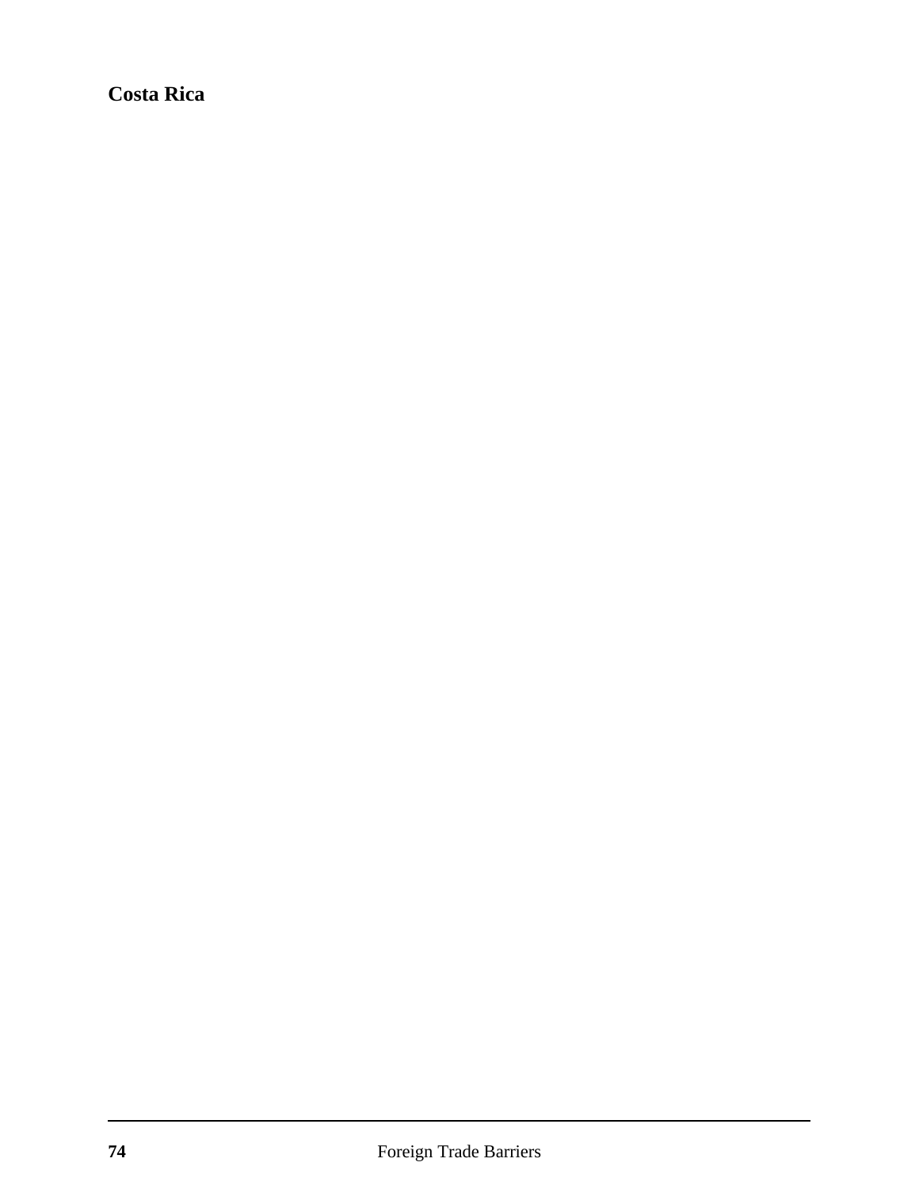## Costa Rica